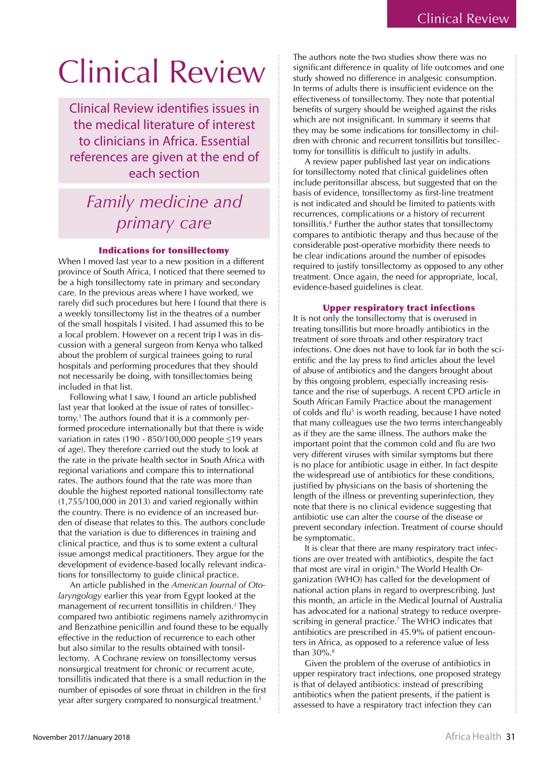# Clinical Review

Clinical Review identifies issues in the medical literature of interest to clinicians in Africa. Essential references are given at the end of each section

## *Family medicine and primary care*

### Indications for tonsillectomy

When I moved last year to a new position in a different province of South Africa, I noticed that there seemed to be a high tonsillectomy rate in primary and secondary care. In the previous areas where I have worked, we rarely did such procedures but here I found that there is a weekly tonsillectomy list in the theatres of a number of the small hospitals I visited. I had assumed this to be a local problem. However on a recent trip I was in discussion with a general surgeon from Kenya who talked about the problem of surgical trainees going to rural hospitals and performing procedures that they should not necessarily be doing, with tonsillectomies being included in that list.

Following what I saw, I found an article published last year that looked at the issue of rates of tonsillectomy.[1] The authors found that it is a commonly performed procedure internationally but that there is wide variation in rates (190 - 850/100,000 people ≤19 years of age). They therefore carried out the study to look at the rate in the private health sector in South Africa with regional variations and compare this to international rates. The authors found that the rate was more than double the highest reported national tonsillectomy rate (1,755/100,000 in 2013) and varied regionally within the country. There is no evidence of an increased burden of disease that relates to this. The authors conclude that the variation is due to differences in training and clinical practice, and thus is to some extent a cultural issue amongst medical practitioners. They argue for the development of evidence-based locally relevant indications for tonsillectomy to guide clinical practice.

An article published in the *American Journal of Otolaryngology* earlier this year from Egypt looked at the management of recurrent tonsillitis in children.[2] They compared two antibiotic regimens namely azithromycin and Benzathine penicillin and found these to be equally effective in the reduction of recurrence to each other but also similar to the results obtained with tonsillectomy. A Cochrane review on tonsillectomy versus nonsurgical treatment for chronic or recurrent acute, tonsillitis indicated that there is a small reduction in the number of episodes of sore throat in children in the first year after surgery compared to nonsurgical treatment.[3] The authors note the two studies show there was no significant difference in quality of life outcomes and one study showed no difference in analgesic consumption. In terms of adults there is insufficient evidence on the effectiveness of tonsillectomy. They note that potential benefits of surgery should be weighed against the risks which are not insignificant. In summary it seems that they may be some indications for tonsillectomy in children with chronic and recurrent tonsillitis but tonsillectomy for tonsillitis is difficult to justify in adults.

A review paper published last year on indications for tonsillectomy noted that clinical guidelines often include peritonsillar abscess, but suggested that on the basis of evidence, tonsillectomy as first-line treatment is not indicated and should be limited to patients with recurrences, complications or a history of recurrent tonsillitis.[4] Further the author states that tonsillectomy compares to antibiotic therapy and thus because of the considerable post-operative morbidity there needs to be clear indications around the number of episodes required to justify tonsillectomy as opposed to any other treatment. Once again, the need for appropriate, local, evidence-based guidelines is clear.

### Upper respiratory tract infections

It is not only the tonsillectomy that is overused in treating tonsillitis but more broadly antibiotics in the treatment of sore throats and other respiratory tract infections. One does not have to look far in both the scientific and the lay press to find articles about the level of abuse of antibiotics and the dangers brought about by this ongoing problem, especially increasing resistance and the rise of superbugs. A recent CPD article in South African Family Practice about the management of colds and flu[5] is worth reading, because I have noted that many colleagues use the two terms interchangeably as if they are the same illness. The authors make the important point that the common cold and flu are two very different viruses with similar symptoms but there is no place for antibiotic usage in either. In fact despite the widespread use of antibiotics for these conditions, justified by physicians on the basis of shortening the length of the illness or preventing superinfection, they note that there is no clinical evidence suggesting that antibiotic use can alter the course of the disease or prevent secondary infection. Treatment of course should be symptomatic.

It is clear that there are many respiratory tract infections are over treated with antibiotics, despite the fact that most are viral in origin.[6] The World Health Organization (WHO) has called for the development of national action plans in regard to overprescribing. Just this month, an article in the Medical Journal of Australia has advocated for a national strategy to reduce overprescribing in general practice.[7] The WHO indicates that antibiotics are prescribed in 45.9% of patient encounters in Africa, as opposed to a reference value of less than 30%.[8]

Given the problem of the overuse of antibiotics in upper respiratory tract infections, one proposed strategy is that of delayed antibiotics: instead of prescribing antibiotics when the patient presents, if the patient is assessed to have a respiratory tract infection they can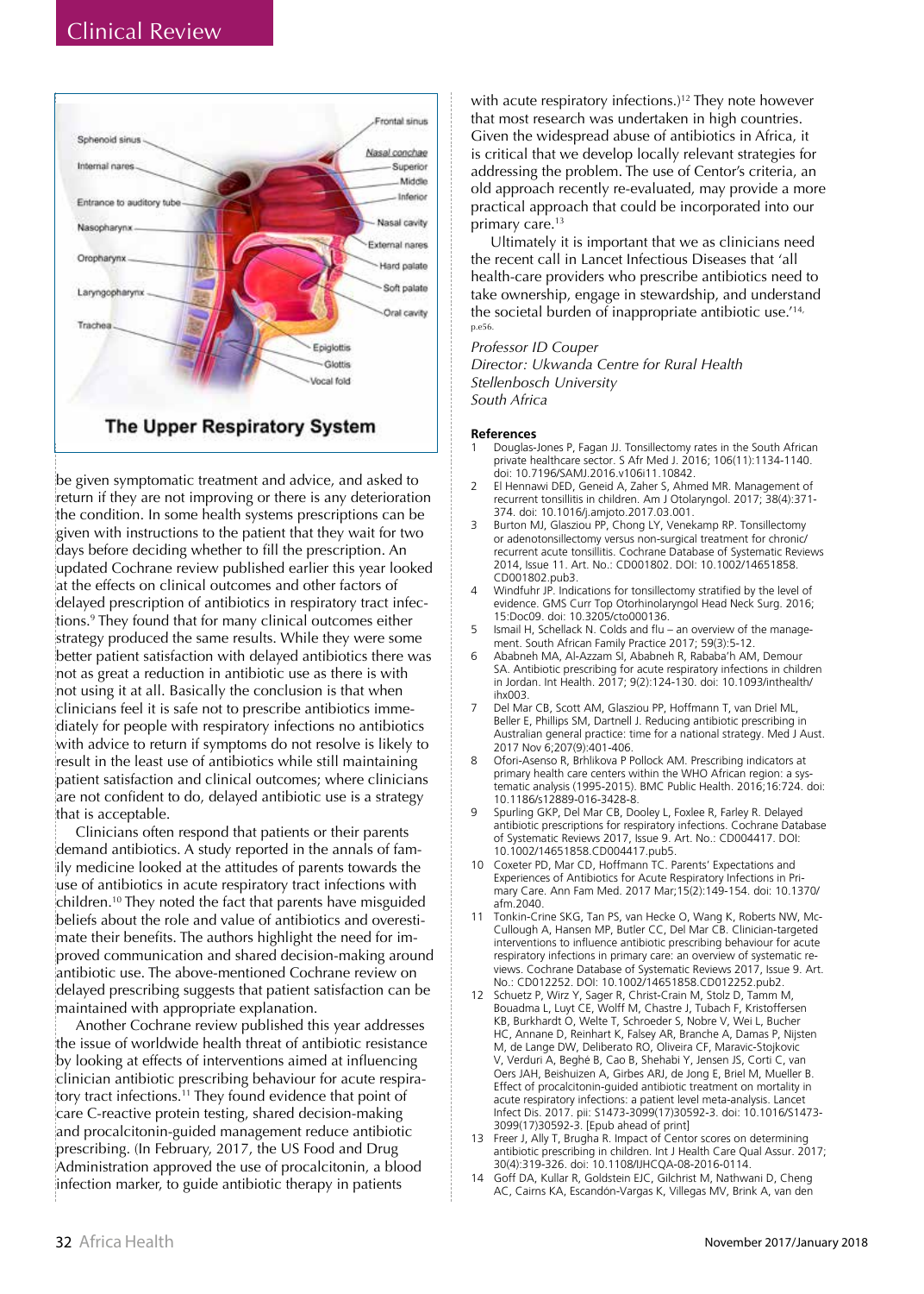be given symptomatic treatment and advice, and asked to return if they are not improving or there is any deterioration the condition. In some health systems prescriptions can be given with instructions to the patient that they wait for two days before deciding whether to fill the prescription. An updated Cochrane review published earlier this year looked at the effects on clinical outcomes and other factors of delayed prescription of antibiotics in respiratory tract infections.[9] They found that for many clinical outcomes either strategy produced the same results. While they were some better patient satisfaction with delayed antibiotics there was not as great a reduction in antibiotic use as there is with not using it at all. Basically the conclusion is that when clinicians feel it is safe not to prescribe antibiotics immediately for people with respiratory infections no antibiotics with advice to return if symptoms do not resolve is likely to result in the least use of antibiotics while still maintaining patient satisfaction and clinical outcomes; where clinicians are not confident to do, delayed antibiotic use is a strategy that is acceptable.

Clinicians often respond that patients or their parents demand antibiotics. A study reported in the annals of family medicine looked at the attitudes of parents towards the use of antibiotics in acute respiratory tract infections with children.[10] They noted the fact that parents have misguided beliefs about the role and value of antibiotics and overestimate their benefits. The authors highlight the need for improved communication and shared decision-making around antibiotic use. The above-mentioned Cochrane review on delayed prescribing suggests that patient satisfaction can be maintained with appropriate explanation.

Another Cochrane review published this year addresses the issue of worldwide health threat of antibiotic resistance by looking at effects of interventions aimed at influencing clinician antibiotic prescribing behaviour for acute respiratory tract infections.[11] They found evidence that point of care C-reactive protein testing, shared decision-making and procalcitonin-guided management reduce antibiotic prescribing. (In February, 2017, the US Food and Drug Administration approved the use of procalcitonin, a blood infection marker, to guide antibiotic therapy in patients with acute respiratory infections.)[12] They note however that most research was undertaken in high countries. Given the widespread abuse of antibiotics in Africa, it is critical that we develop locally relevant strategies for addressing the problem. The use of Centor's criteria, an old approach recently re-evaluated, may provide a more practical approach that could be incorporated into our primary care.[13]

Ultimately it is important that we as clinicians need the recent call in Lancet Infectious Diseases that 'all health-care providers who prescribe antibiotics need to take ownership, engage in stewardship, and understand the societal burden of inappropriate antibiotic use.'[14, p.e56.]

*Professor ID Couper*
*Director: Ukwanda Centre for Rural Health*
*Stellenbosch University*
*South Africa*

**References**

1. Douglas-Jones P, Fagan JJ. Tonsillectomy rates in the South African private healthcare sector. S Afr Med J. 2016; 106(11):1134-1140. doi: 10.7196/SAMJ.2016.v106i11.10842.
2. El Hennawi DED, Geneid A, Zaher S, Ahmed MR. Management of recurrent tonsillitis in children. Am J Otolaryngol. 2017; 38(4):371-374. doi: 10.1016/j.amjoto.2017.03.001.
3. Burton MJ, Glasziou PP, Chong LY, Venekamp RP. Tonsillectomy or adenotonsillectomy versus non-surgical treatment for chronic/recurrent acute tonsillitis. Cochrane Database of Systematic Reviews 2014, Issue 11. Art. No.: CD001802. DOI: 10.1002/14651858.CD001802.pub3.
4. Windfuhr JP. Indications for tonsillectomy stratified by the level of evidence. GMS Curr Top Otorhinolaryngol Head Neck Surg. 2016; 15:Doc09. doi: 10.3205/cto000136.
5. Ismail H, Schellack N. Colds and flu – an overview of the management. South African Family Practice 2017; 59(3):5-12.
6. Ababneh MA, Al-Azzam SI, Ababneh R, Rababa'h AM, Demour SA. Antibiotic prescribing for acute respiratory infections in children in Jordan. Int Health. 2017; 9(2):124-130. doi: 10.1093/inthealth/ihx003.
7. Del Mar CB, Scott AM, Glasziou PP, Hoffmann T, van Driel ML, Beller E, Phillips SM, Dartnell J. Reducing antibiotic prescribing in Australian general practice: time for a national strategy. Med J Aust. 2017 Nov 6;207(9):401-406.
8. Ofori-Asenso R, Brhlikova P Pollock AM. Prescribing indicators at primary health care centers within the WHO African region: a systematic analysis (1995-2015). BMC Public Health. 2016;16:724. doi: 10.1186/s12889-016-3428-8.
9. Spurling GKP, Del Mar CB, Dooley L, Foxlee R, Farley R. Delayed antibiotic prescriptions for respiratory infections. Cochrane Database of Systematic Reviews 2017, Issue 9. Art. No.: CD004417. DOI: 10.1002/14651858.CD004417.pub5.
10. Coxeter PD, Mar CD, Hoffmann TC. Parents' Expectations and Experiences of Antibiotics for Acute Respiratory Infections in Primary Care. Ann Fam Med. 2017 Mar;15(2):149-154. doi: 10.1370/afm.2040.
11. Tonkin-Crine SKG, Tan PS, van Hecke O, Wang K, Roberts NW, McCullough A, Hansen MP, Butler CC, Del Mar CB. Clinician-targeted interventions to influence antibiotic prescribing behaviour for acute respiratory infections in primary care: an overview of systematic reviews. Cochrane Database of Systematic Reviews 2017, Issue 9. Art. No.: CD012252. DOI: 10.1002/14651858.CD012252.pub2.
12. Schuetz P, Wirz Y, Sager R, Christ-Crain M, Stolz D, Tamm M, Bouadma L, Luyt CE, Wolff M, Chastre J, Tubach F, Kristoffersen KB, Burkhardt O, Welte T, Schroeder S, Nobre V, Wei L, Bucher HC, Annane D, Reinhart K, Falsey AR, Branche A, Damas P, Nijsten M, de Lange DW, Deliberato RO, Oliveira CF, Maravic-Stojkovic V, Verduri A, Beghé B, Cao B, Shehabi Y, Jensen JS, Corti C, van Oers JAH, Beishuizen A, Girbes ARJ, de Jong E, Briel M, Mueller B. Effect of procalcitonin-guided antibiotic treatment on mortality in acute respiratory infections: a patient level meta-analysis. Lancet Infect Dis. 2017. pii: S1473-3099(17)30592-3. doi: 10.1016/S1473-3099(17)30592-3. [Epub ahead of print]
13. Freer J, Ally T, Brugha R. Impact of Centor scores on determining antibiotic prescribing in children. Int J Health Care Qual Assur. 2017; 30(4):319-326. doi: 10.1108/IJHCQA-08-2016-0114.
14. Goff DA, Kullar R, Goldstein EJC, Gilchrist M, Nathwani D, Cheng AC, Cairns KA, Escandón-Vargas K, Villegas MV, Brink A, van den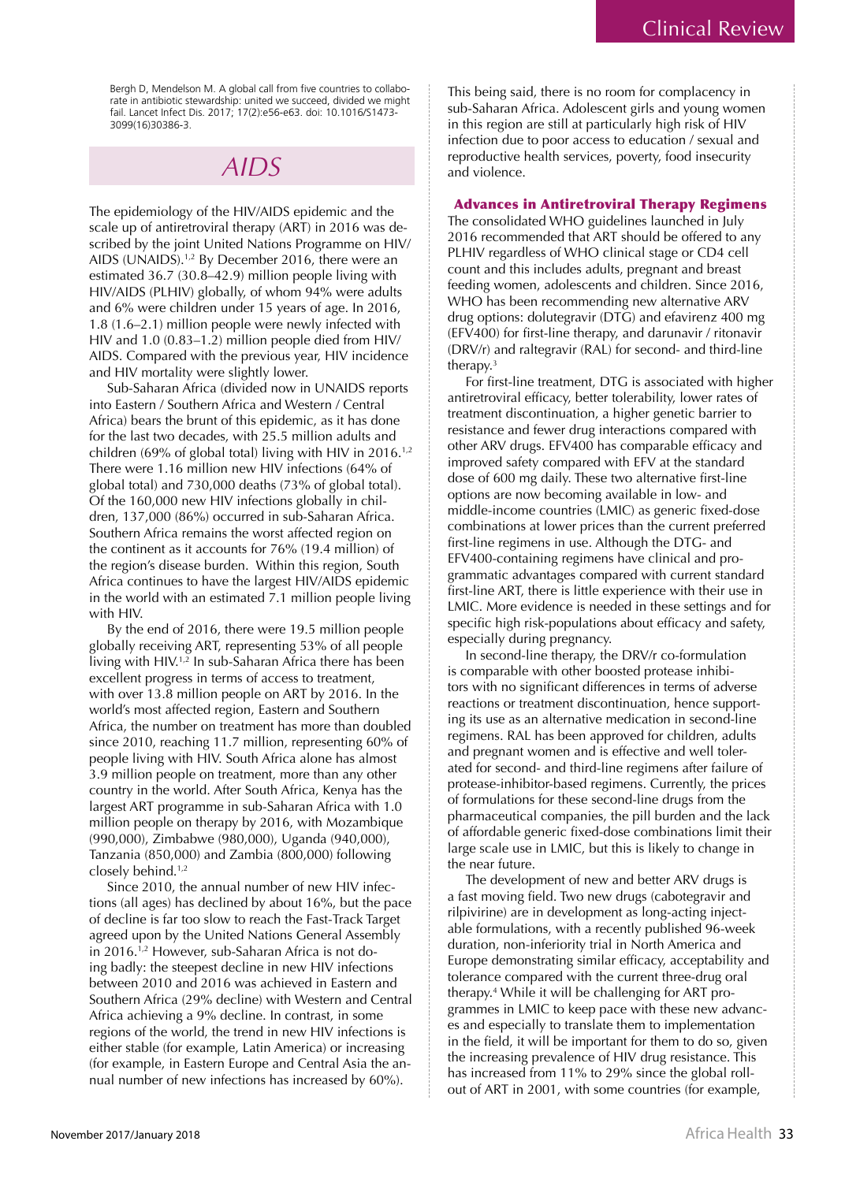Bergh D, Mendelson M. A global call from five countries to collaborate in antibiotic stewardship: united we succeed, divided we might fail. Lancet Infect Dis. 2017; 17(2):e56-e63. doi: 10.1016/S1473-3099(16)30386-3.

## *AIDS*

The epidemiology of the HIV/AIDS epidemic and the scale up of antiretroviral therapy (ART) in 2016 was described by the joint United Nations Programme on HIV/AIDS (UNAIDS).[1,2] By December 2016, there were an estimated 36.7 (30.8–42.9) million people living with HIV/AIDS (PLHIV) globally, of whom 94% were adults and 6% were children under 15 years of age. In 2016, 1.8 (1.6–2.1) million people were newly infected with HIV and 1.0 (0.83–1.2) million people died from HIV/AIDS. Compared with the previous year, HIV incidence and HIV mortality were slightly lower.

Sub-Saharan Africa (divided now in UNAIDS reports into Eastern / Southern Africa and Western / Central Africa) bears the brunt of this epidemic, as it has done for the last two decades, with 25.5 million adults and children (69% of global total) living with HIV in 2016.[1,2] There were 1.16 million new HIV infections (64% of global total) and 730,000 deaths (73% of global total). Of the 160,000 new HIV infections globally in children, 137,000 (86%) occurred in sub-Saharan Africa. Southern Africa remains the worst affected region on the continent as it accounts for 76% (19.4 million) of the region's disease burden. Within this region, South Africa continues to have the largest HIV/AIDS epidemic in the world with an estimated 7.1 million people living with HIV.

By the end of 2016, there were 19.5 million people globally receiving ART, representing 53% of all people living with HIV.[1,2] In sub-Saharan Africa there has been excellent progress in terms of access to treatment, with over 13.8 million people on ART by 2016. In the world's most affected region, Eastern and Southern Africa, the number on treatment has more than doubled since 2010, reaching 11.7 million, representing 60% of people living with HIV. South Africa alone has almost 3.9 million people on treatment, more than any other country in the world. After South Africa, Kenya has the largest ART programme in sub-Saharan Africa with 1.0 million people on therapy by 2016, with Mozambique (990,000), Zimbabwe (980,000), Uganda (940,000), Tanzania (850,000) and Zambia (800,000) following closely behind.[1,2]

Since 2010, the annual number of new HIV infections (all ages) has declined by about 16%, but the pace of decline is far too slow to reach the Fast-Track Target agreed upon by the United Nations General Assembly in 2016.[1,2] However, sub-Saharan Africa is not doing badly: the steepest decline in new HIV infections between 2010 and 2016 was achieved in Eastern and Southern Africa (29% decline) with Western and Central Africa achieving a 9% decline. In contrast, in some regions of the world, the trend in new HIV infections is either stable (for example, Latin America) or increasing (for example, in Eastern Europe and Central Asia the annual number of new infections has increased by 60%).

This being said, there is no room for complacency in sub-Saharan Africa. Adolescent girls and young women in this region are still at particularly high risk of HIV infection due to poor access to education / sexual and reproductive health services, poverty, food insecurity and violence.

### Advances in Antiretroviral Therapy Regimens

The consolidated WHO guidelines launched in July 2016 recommended that ART should be offered to any PLHIV regardless of WHO clinical stage or CD4 cell count and this includes adults, pregnant and breast feeding women, adolescents and children. Since 2016, WHO has been recommending new alternative ARV drug options: dolutegravir (DTG) and efavirenz 400 mg (EFV400) for first-line therapy, and darunavir / ritonavir (DRV/r) and raltegravir (RAL) for second- and third-line therapy.[3]

For first-line treatment, DTG is associated with higher antiretroviral efficacy, better tolerability, lower rates of treatment discontinuation, a higher genetic barrier to resistance and fewer drug interactions compared with other ARV drugs. EFV400 has comparable efficacy and improved safety compared with EFV at the standard dose of 600 mg daily. These two alternative first-line options are now becoming available in low- and middle-income countries (LMIC) as generic fixed-dose combinations at lower prices than the current preferred first-line regimens in use. Although the DTG- and EFV400-containing regimens have clinical and programmatic advantages compared with current standard first-line ART, there is little experience with their use in LMIC. More evidence is needed in these settings and for specific high risk-populations about efficacy and safety, especially during pregnancy.

In second-line therapy, the DRV/r co-formulation is comparable with other boosted protease inhibitors with no significant differences in terms of adverse reactions or treatment discontinuation, hence supporting its use as an alternative medication in second-line regimens. RAL has been approved for children, adults and pregnant women and is effective and well tolerated for second- and third-line regimens after failure of protease-inhibitor-based regimens. Currently, the prices of formulations for these second-line drugs from the pharmaceutical companies, the pill burden and the lack of affordable generic fixed-dose combinations limit their large scale use in LMIC, but this is likely to change in the near future.

The development of new and better ARV drugs is a fast moving field. Two new drugs (cabotegravir and rilpivirine) are in development as long-acting injectable formulations, with a recently published 96-week duration, non-inferiority trial in North America and Europe demonstrating similar efficacy, acceptability and tolerance compared with the current three-drug oral therapy.[4] While it will be challenging for ART programmes in LMIC to keep pace with these new advances and especially to translate them to implementation in the field, it will be important for them to do so, given the increasing prevalence of HIV drug resistance. This has increased from 11% to 29% since the global rollout of ART in 2001, with some countries (for example,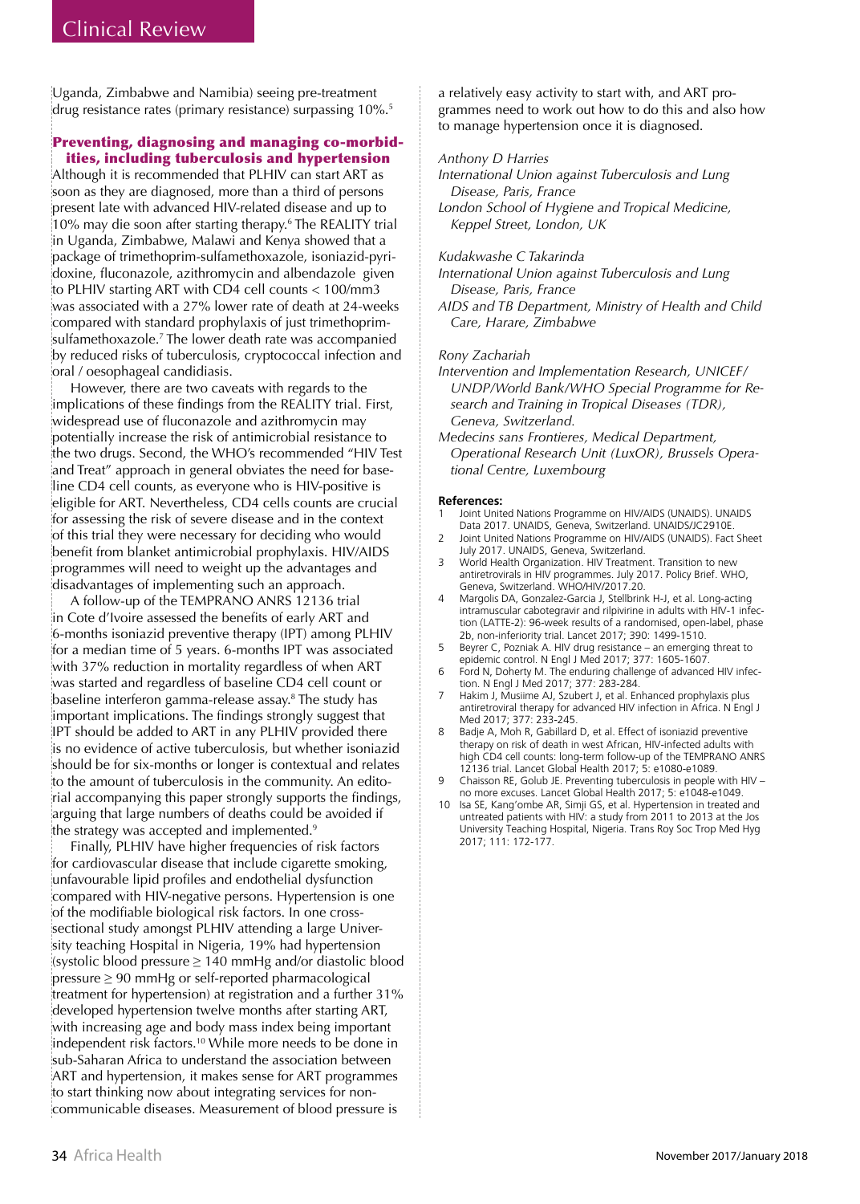Uganda, Zimbabwe and Namibia) seeing pre-treatment drug resistance rates (primary resistance) surpassing 10%.[5]

## Preventing, diagnosing and managing co-morbidities, including tuberculosis and hypertension

Although it is recommended that PLHIV can start ART as soon as they are diagnosed, more than a third of persons present late with advanced HIV-related disease and up to 10% may die soon after starting therapy.[6] The REALITY trial in Uganda, Zimbabwe, Malawi and Kenya showed that a package of trimethoprim-sulfamethoxazole, isoniazid-pyridoxine, fluconazole, azithromycin and albendazole given to PLHIV starting ART with CD4 cell counts < 100/mm3 was associated with a 27% lower rate of death at 24-weeks compared with standard prophylaxis of just trimethoprim-sulfamethoxazole.[7] The lower death rate was accompanied by reduced risks of tuberculosis, cryptococcal infection and oral / oesophageal candidiasis.

However, there are two caveats with regards to the implications of these findings from the REALITY trial. First, widespread use of fluconazole and azithromycin may potentially increase the risk of antimicrobial resistance to the two drugs. Second, the WHO's recommended "HIV Test and Treat" approach in general obviates the need for baseline CD4 cell counts, as everyone who is HIV-positive is eligible for ART. Nevertheless, CD4 cells counts are crucial for assessing the risk of severe disease and in the context of this trial they were necessary for deciding who would benefit from blanket antimicrobial prophylaxis. HIV/AIDS programmes will need to weight up the advantages and disadvantages of implementing such an approach.

A follow-up of the TEMPRANO ANRS 12136 trial in Cote d'Ivoire assessed the benefits of early ART and 6-months isoniazid preventive therapy (IPT) among PLHIV for a median time of 5 years. 6-months IPT was associated with 37% reduction in mortality regardless of when ART was started and regardless of baseline CD4 cell count or baseline interferon gamma-release assay.[8] The study has important implications. The findings strongly suggest that IPT should be added to ART in any PLHIV provided there is no evidence of active tuberculosis, but whether isoniazid should be for six-months or longer is contextual and relates to the amount of tuberculosis in the community. An editorial accompanying this paper strongly supports the findings, arguing that large numbers of deaths could be avoided if the strategy was accepted and implemented.[9]

Finally, PLHIV have higher frequencies of risk factors for cardiovascular disease that include cigarette smoking, unfavourable lipid profiles and endothelial dysfunction compared with HIV-negative persons. Hypertension is one of the modifiable biological risk factors. In one cross-sectional study amongst PLHIV attending a large University teaching Hospital in Nigeria, 19% had hypertension (systolic blood pressure ≥ 140 mmHg and/or diastolic blood pressure ≥ 90 mmHg or self-reported pharmacological treatment for hypertension) at registration and a further 31% developed hypertension twelve months after starting ART, with increasing age and body mass index being important independent risk factors.[10] While more needs to be done in sub-Saharan Africa to understand the association between ART and hypertension, it makes sense for ART programmes to start thinking now about integrating services for non-communicable diseases. Measurement of blood pressure is a relatively easy activity to start with, and ART programmes need to work out how to do this and also how to manage hypertension once it is diagnosed.

*Anthony D Harries*
*International Union against Tuberculosis and Lung Disease, Paris, France*
*London School of Hygiene and Tropical Medicine, Keppel Street, London, UK*

*Kudakwashe C Takarinda*
*International Union against Tuberculosis and Lung Disease, Paris, France*
*AIDS and TB Department, Ministry of Health and Child Care, Harare, Zimbabwe*

*Rony Zachariah*
*Intervention and Implementation Research, UNICEF/UNDP/World Bank/WHO Special Programme for Research and Training in Tropical Diseases (TDR), Geneva, Switzerland.*
*Medecins sans Frontieres, Medical Department, Operational Research Unit (LuxOR), Brussels Operational Centre, Luxembourg*

**References:**

1. Joint United Nations Programme on HIV/AIDS (UNAIDS). UNAIDS Data 2017. UNAIDS, Geneva, Switzerland. UNAIDS/JC2910E.
2. Joint United Nations Programme on HIV/AIDS (UNAIDS). Fact Sheet July 2017. UNAIDS, Geneva, Switzerland.
3. World Health Organization. HIV Treatment. Transition to new antiretrovirals in HIV programmes. July 2017. Policy Brief. WHO, Geneva, Switzerland. WHO/HIV/2017.20.
4. Margolis DA, Gonzalez-Garcia J, Stellbrink H-J, et al. Long-acting intramuscular cabotegravir and rilpivirine in adults with HIV-1 infection (LATTE-2): 96-week results of a randomised, open-label, phase 2b, non-inferiority trial. Lancet 2017; 390: 1499-1510.
5. Beyrer C, Pozniak A. HIV drug resistance – an emerging threat to epidemic control. N Engl J Med 2017; 377: 1605-1607.
6. Ford N, Doherty M. The enduring challenge of advanced HIV infection. N Engl J Med 2017; 377: 283-284.
7. Hakim J, Musiime AJ, Szubert J, et al. Enhanced prophylaxis plus antiretroviral therapy for advanced HIV infection in Africa. N Engl J Med 2017; 377: 233-245.
8. Badje A, Moh R, Gabillard D, et al. Effect of isoniazid preventive therapy on risk of death in west African, HIV-infected adults with high CD4 cell counts: long-term follow-up of the TEMPRANO ANRS 12136 trial. Lancet Global Health 2017; 5: e1080-e1089.
9. Chaisson RE, Golub JE. Preventing tuberculosis in people with HIV – no more excuses. Lancet Global Health 2017; 5: e1048-e1049.
10. Isa SE, Kang'ombe AR, Simji GS, et al. Hypertension in treated and untreated patients with HIV: a study from 2011 to 2013 at the Jos University Teaching Hospital, Nigeria. Trans Roy Soc Trop Med Hyg 2017; 111: 172-177.